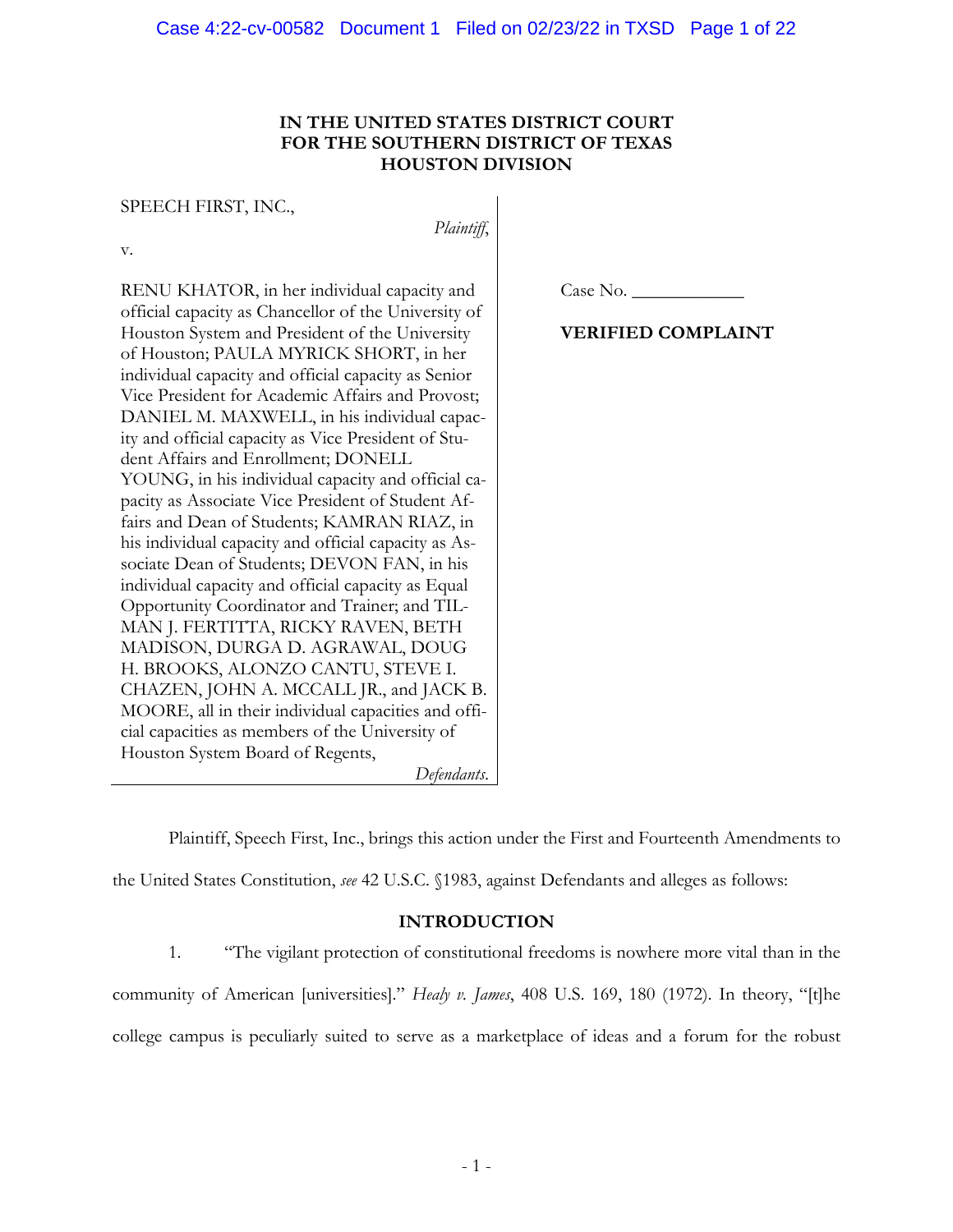**IN THE UNITED STATES DISTRICT COURT**
**FOR THE SOUTHERN DISTRICT OF TEXAS**
**HOUSTON DIVISION**

SPEECH FIRST, INC.,

*Plaintiff*,

v.

RENU KHATOR, in her individual capacity and official capacity as Chancellor of the University of Houston System and President of the University of Houston; PAULA MYRICK SHORT, in her individual capacity and official capacity as Senior Vice President for Academic Affairs and Provost; DANIEL M. MAXWELL, in his individual capacity and official capacity as Vice President of Student Affairs and Enrollment; DONELL YOUNG, in his individual capacity and official capacity as Associate Vice President of Student Affairs and Dean of Students; KAMRAN RIAZ, in his individual capacity and official capacity as Associate Dean of Students; DEVON FAN, in his individual capacity and official capacity as Equal Opportunity Coordinator and Trainer; and TILMAN J. FERTITTA, RICKY RAVEN, BETH MADISON, DURGA D. AGRAWAL, DOUG H. BROOKS, ALONZO CANTU, STEVE I. CHAZEN, JOHN A. MCCALL JR., and JACK B. MOORE, all in their individual capacities and official capacities as members of the University of Houston System Board of Regents,

*Defendants*.

Case No. ____________

**VERIFIED COMPLAINT**

Plaintiff, Speech First, Inc., brings this action under the First and Fourteenth Amendments to the United States Constitution, *see* 42 U.S.C. §1983, against Defendants and alleges as follows:

## INTRODUCTION

1. "The vigilant protection of constitutional freedoms is nowhere more vital than in the community of American [universities]." *Healy v. James*, 408 U.S. 169, 180 (1972). In theory, "[t]he college campus is peculiarly suited to serve as a marketplace of ideas and a forum for the robust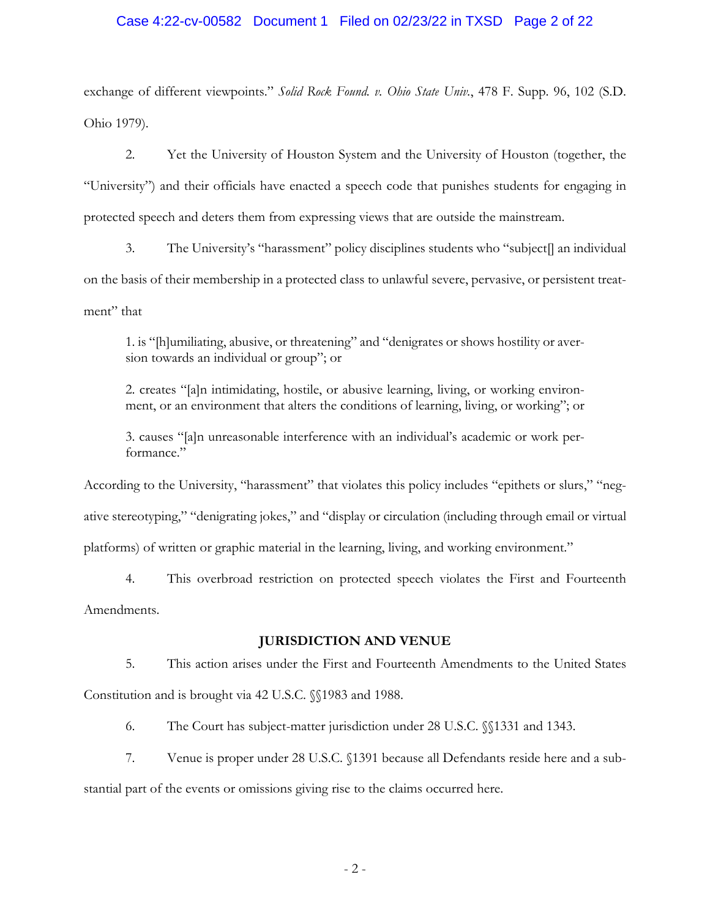exchange of different viewpoints." *Solid Rock Found. v. Ohio State Univ.*, 478 F. Supp. 96, 102 (S.D. Ohio 1979).

2. Yet the University of Houston System and the University of Houston (together, the "University") and their officials have enacted a speech code that punishes students for engaging in protected speech and deters them from expressing views that are outside the mainstream.

3. The University's "harassment" policy disciplines students who "subject[] an individual on the basis of their membership in a protected class to unlawful severe, pervasive, or persistent treatment" that

> 1. is "[h]umiliating, abusive, or threatening" and "denigrates or shows hostility or aversion towards an individual or group"; or
>
> 2. creates "[a]n intimidating, hostile, or abusive learning, living, or working environment, or an environment that alters the conditions of learning, living, or working"; or
>
> 3. causes "[a]n unreasonable interference with an individual's academic or work performance."

According to the University, "harassment" that violates this policy includes "epithets or slurs," "negative stereotyping," "denigrating jokes," and "display or circulation (including through email or virtual platforms) of written or graphic material in the learning, living, and working environment."

4. This overbroad restriction on protected speech violates the First and Fourteenth Amendments.

## JURISDICTION AND VENUE

5. This action arises under the First and Fourteenth Amendments to the United States Constitution and is brought via 42 U.S.C. §§1983 and 1988.

6. The Court has subject-matter jurisdiction under 28 U.S.C. §§1331 and 1343.

7. Venue is proper under 28 U.S.C. §1391 because all Defendants reside here and a substantial part of the events or omissions giving rise to the claims occurred here.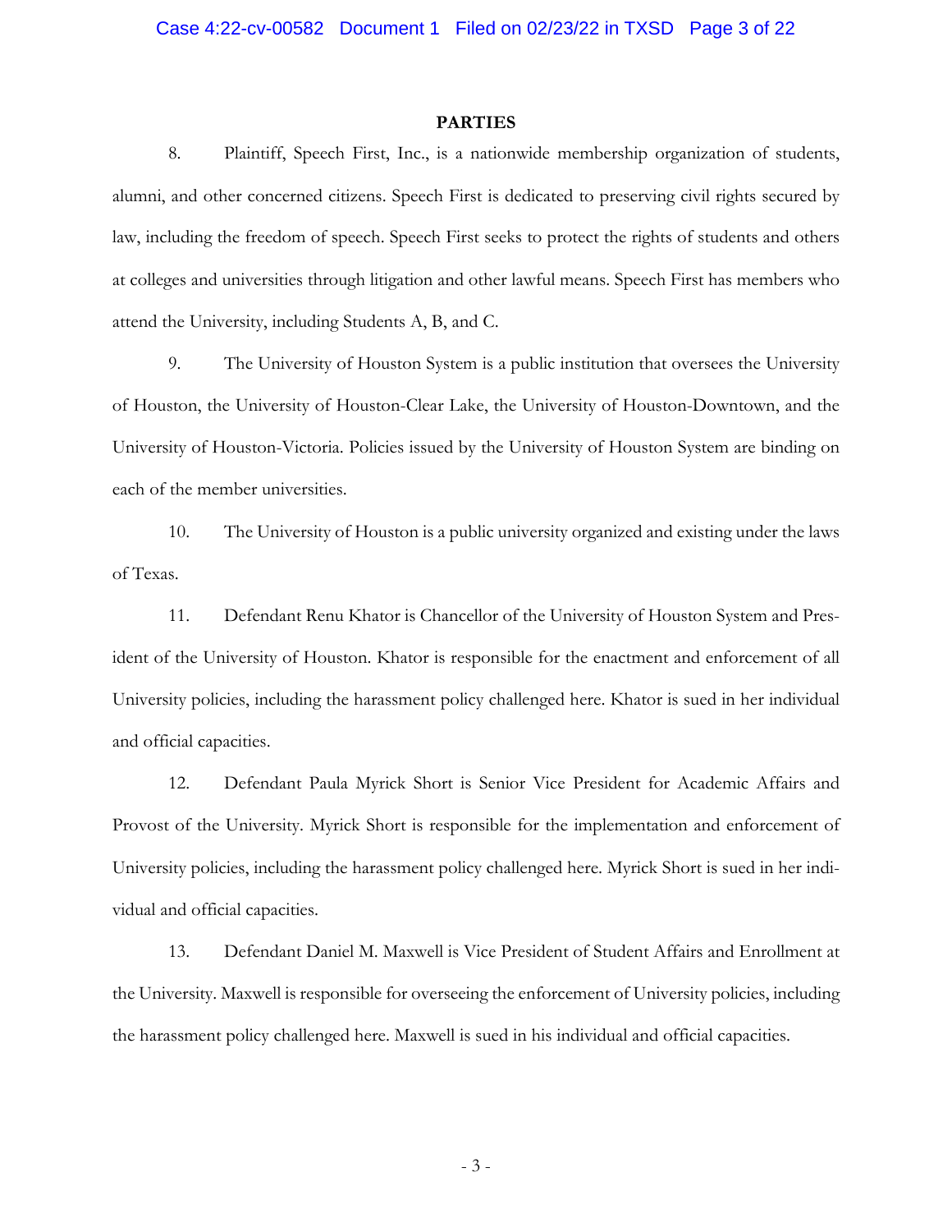## PARTIES

8. Plaintiff, Speech First, Inc., is a nationwide membership organization of students, alumni, and other concerned citizens. Speech First is dedicated to preserving civil rights secured by law, including the freedom of speech. Speech First seeks to protect the rights of students and others at colleges and universities through litigation and other lawful means. Speech First has members who attend the University, including Students A, B, and C.

9. The University of Houston System is a public institution that oversees the University of Houston, the University of Houston-Clear Lake, the University of Houston-Downtown, and the University of Houston-Victoria. Policies issued by the University of Houston System are binding on each of the member universities.

10. The University of Houston is a public university organized and existing under the laws of Texas.

11. Defendant Renu Khator is Chancellor of the University of Houston System and President of the University of Houston. Khator is responsible for the enactment and enforcement of all University policies, including the harassment policy challenged here. Khator is sued in her individual and official capacities.

12. Defendant Paula Myrick Short is Senior Vice President for Academic Affairs and Provost of the University. Myrick Short is responsible for the implementation and enforcement of University policies, including the harassment policy challenged here. Myrick Short is sued in her individual and official capacities.

13. Defendant Daniel M. Maxwell is Vice President of Student Affairs and Enrollment at the University. Maxwell is responsible for overseeing the enforcement of University policies, including the harassment policy challenged here. Maxwell is sued in his individual and official capacities.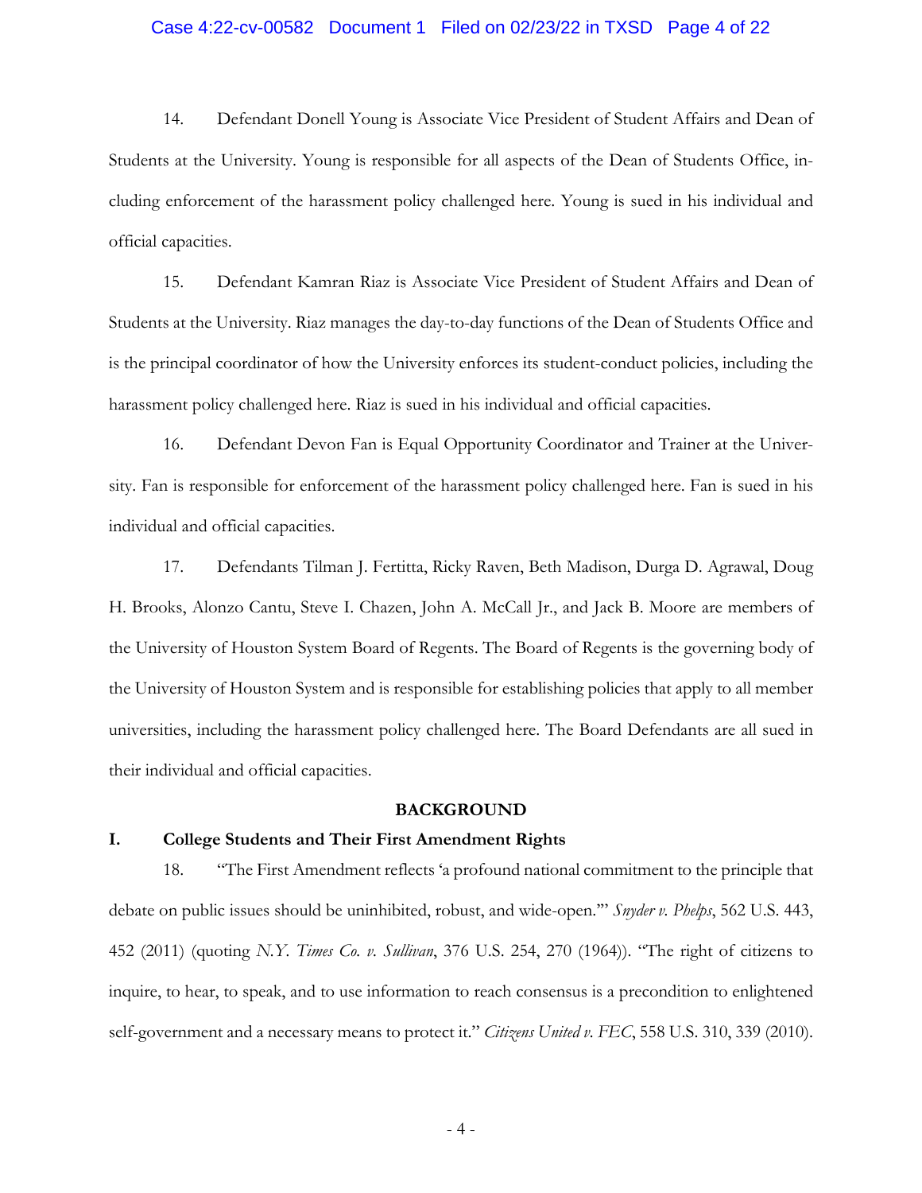14. Defendant Donell Young is Associate Vice President of Student Affairs and Dean of Students at the University. Young is responsible for all aspects of the Dean of Students Office, including enforcement of the harassment policy challenged here. Young is sued in his individual and official capacities.

15. Defendant Kamran Riaz is Associate Vice President of Student Affairs and Dean of Students at the University. Riaz manages the day-to-day functions of the Dean of Students Office and is the principal coordinator of how the University enforces its student-conduct policies, including the harassment policy challenged here. Riaz is sued in his individual and official capacities.

16. Defendant Devon Fan is Equal Opportunity Coordinator and Trainer at the University. Fan is responsible for enforcement of the harassment policy challenged here. Fan is sued in his individual and official capacities.

17. Defendants Tilman J. Fertitta, Ricky Raven, Beth Madison, Durga D. Agrawal, Doug H. Brooks, Alonzo Cantu, Steve I. Chazen, John A. McCall Jr., and Jack B. Moore are members of the University of Houston System Board of Regents. The Board of Regents is the governing body of the University of Houston System and is responsible for establishing policies that apply to all member universities, including the harassment policy challenged here. The Board Defendants are all sued in their individual and official capacities.

## BACKGROUND

### I. College Students and Their First Amendment Rights

18. "The First Amendment reflects 'a profound national commitment to the principle that debate on public issues should be uninhibited, robust, and wide-open.'" *Snyder v. Phelps*, 562 U.S. 443, 452 (2011) (quoting *N.Y. Times Co. v. Sullivan*, 376 U.S. 254, 270 (1964)). "The right of citizens to inquire, to hear, to speak, and to use information to reach consensus is a precondition to enlightened self-government and a necessary means to protect it." *Citizens United v. FEC*, 558 U.S. 310, 339 (2010).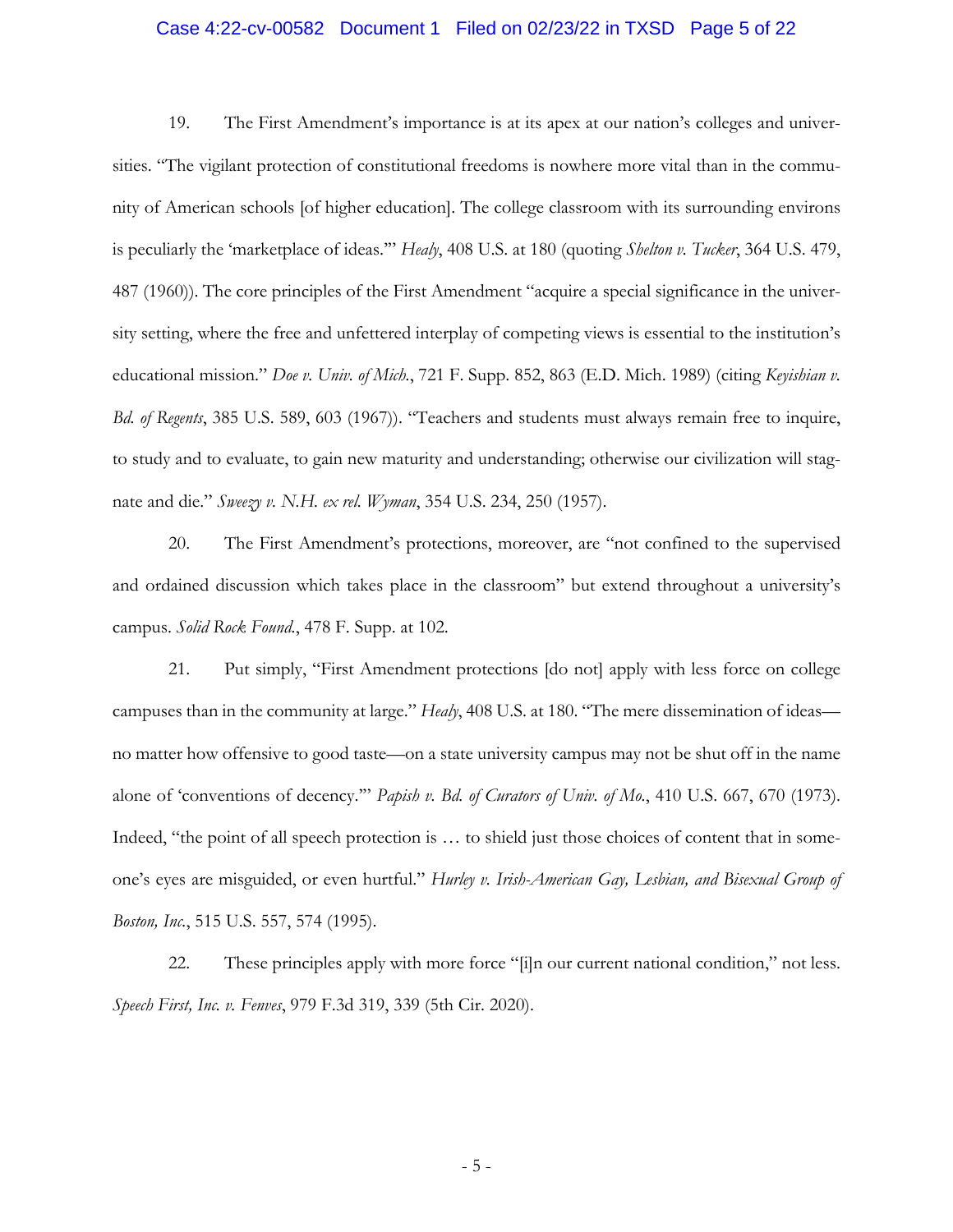19. The First Amendment's importance is at its apex at our nation's colleges and universities. "The vigilant protection of constitutional freedoms is nowhere more vital than in the community of American schools [of higher education]. The college classroom with its surrounding environs is peculiarly the 'marketplace of ideas.'" *Healy*, 408 U.S. at 180 (quoting *Shelton v. Tucker*, 364 U.S. 479, 487 (1960)). The core principles of the First Amendment "acquire a special significance in the university setting, where the free and unfettered interplay of competing views is essential to the institution's educational mission." *Doe v. Univ. of Mich.*, 721 F. Supp. 852, 863 (E.D. Mich. 1989) (citing *Keyishian v. Bd. of Regents*, 385 U.S. 589, 603 (1967)). "Teachers and students must always remain free to inquire, to study and to evaluate, to gain new maturity and understanding; otherwise our civilization will stagnate and die." *Sweezy v. N.H. ex rel. Wyman*, 354 U.S. 234, 250 (1957).

20. The First Amendment's protections, moreover, are "not confined to the supervised and ordained discussion which takes place in the classroom" but extend throughout a university's campus. *Solid Rock Found.*, 478 F. Supp. at 102.

21. Put simply, "First Amendment protections [do not] apply with less force on college campuses than in the community at large." *Healy*, 408 U.S. at 180. "The mere dissemination of ideas—no matter how offensive to good taste—on a state university campus may not be shut off in the name alone of 'conventions of decency.'" *Papish v. Bd. of Curators of Univ. of Mo.*, 410 U.S. 667, 670 (1973). Indeed, "the point of all speech protection is … to shield just those choices of content that in someone's eyes are misguided, or even hurtful." *Hurley v. Irish-American Gay, Lesbian, and Bisexual Group of Boston, Inc.*, 515 U.S. 557, 574 (1995).

22. These principles apply with more force "[i]n our current national condition," not less. *Speech First, Inc. v. Fenves*, 979 F.3d 319, 339 (5th Cir. 2020).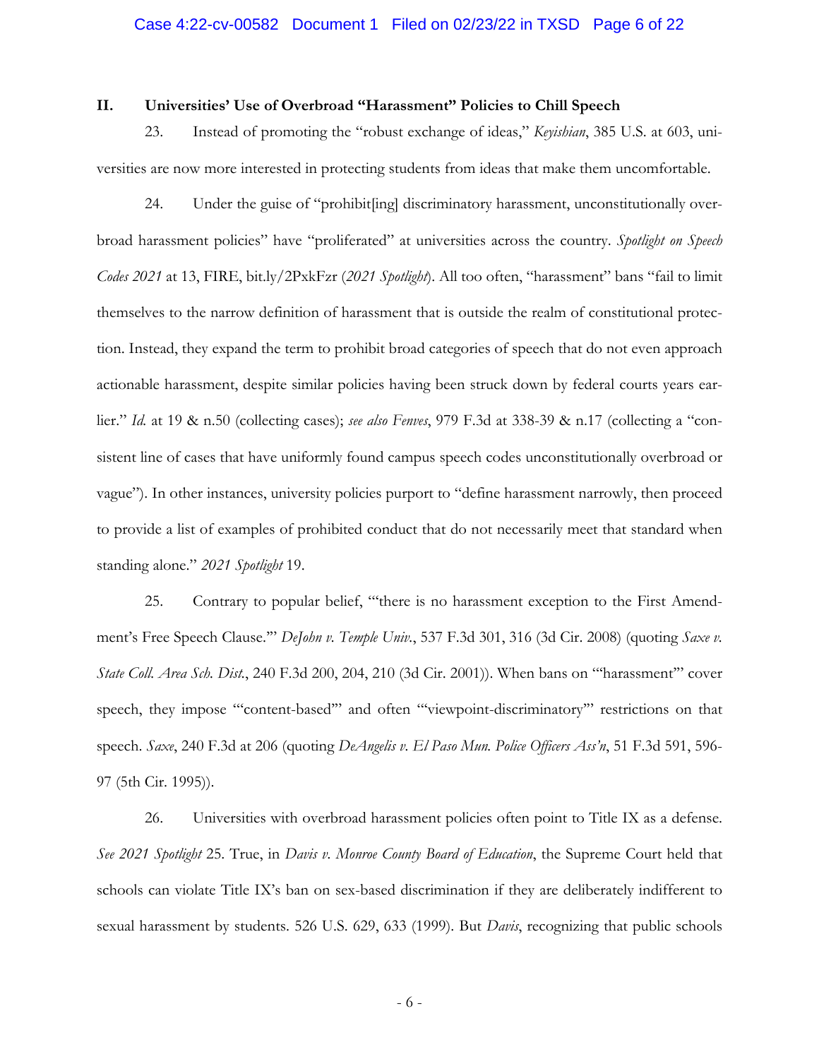## II. Universities' Use of Overbroad "Harassment" Policies to Chill Speech

23. Instead of promoting the "robust exchange of ideas," *Keyishian*, 385 U.S. at 603, universities are now more interested in protecting students from ideas that make them uncomfortable.

24. Under the guise of "prohibit[ing] discriminatory harassment, unconstitutionally overbroad harassment policies" have "proliferated" at universities across the country. *Spotlight on Speech Codes 2021* at 13, FIRE, bit.ly/2PxkFzr (*2021 Spotlight*). All too often, "harassment" bans "fail to limit themselves to the narrow definition of harassment that is outside the realm of constitutional protection. Instead, they expand the term to prohibit broad categories of speech that do not even approach actionable harassment, despite similar policies having been struck down by federal courts years earlier." *Id.* at 19 & n.50 (collecting cases); *see also Fenves*, 979 F.3d at 338-39 & n.17 (collecting a "consistent line of cases that have uniformly found campus speech codes unconstitutionally overbroad or vague"). In other instances, university policies purport to "define harassment narrowly, then proceed to provide a list of examples of prohibited conduct that do not necessarily meet that standard when standing alone." *2021 Spotlight* 19.

25. Contrary to popular belief, "'there is no harassment exception to the First Amendment's Free Speech Clause.'" *DeJohn v. Temple Univ.*, 537 F.3d 301, 316 (3d Cir. 2008) (quoting *Saxe v. State Coll. Area Sch. Dist.*, 240 F.3d 200, 204, 210 (3d Cir. 2001)). When bans on "'harassment'" cover speech, they impose "'content-based'" and often "'viewpoint-discriminatory'" restrictions on that speech. *Saxe*, 240 F.3d at 206 (quoting *DeAngelis v. El Paso Mun. Police Officers Ass'n*, 51 F.3d 591, 596-97 (5th Cir. 1995)).

26. Universities with overbroad harassment policies often point to Title IX as a defense. *See 2021 Spotlight* 25. True, in *Davis v. Monroe County Board of Education*, the Supreme Court held that schools can violate Title IX's ban on sex-based discrimination if they are deliberately indifferent to sexual harassment by students. 526 U.S. 629, 633 (1999). But *Davis*, recognizing that public schools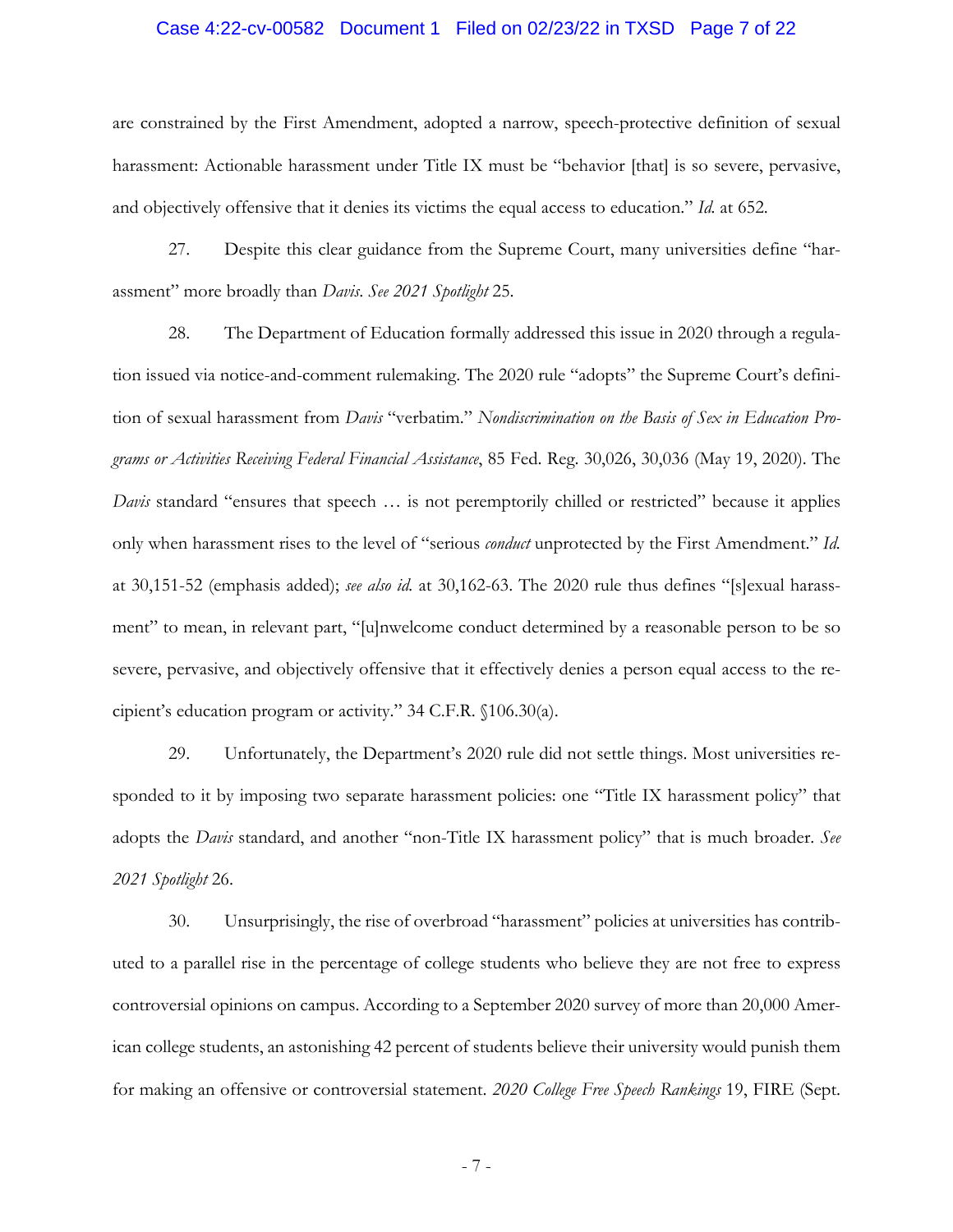are constrained by the First Amendment, adopted a narrow, speech-protective definition of sexual harassment: Actionable harassment under Title IX must be "behavior [that] is so severe, pervasive, and objectively offensive that it denies its victims the equal access to education." *Id.* at 652.

27. Despite this clear guidance from the Supreme Court, many universities define "harassment" more broadly than *Davis*. *See 2021 Spotlight* 25.

28. The Department of Education formally addressed this issue in 2020 through a regulation issued via notice-and-comment rulemaking. The 2020 rule "adopts" the Supreme Court's definition of sexual harassment from *Davis* "verbatim." *Nondiscrimination on the Basis of Sex in Education Programs or Activities Receiving Federal Financial Assistance*, 85 Fed. Reg. 30,026, 30,036 (May 19, 2020). The *Davis* standard "ensures that speech … is not peremptorily chilled or restricted" because it applies only when harassment rises to the level of "serious *conduct* unprotected by the First Amendment." *Id.* at 30,151-52 (emphasis added); *see also id.* at 30,162-63. The 2020 rule thus defines "[s]exual harassment" to mean, in relevant part, "[u]nwelcome conduct determined by a reasonable person to be so severe, pervasive, and objectively offensive that it effectively denies a person equal access to the recipient's education program or activity." 34 C.F.R. §106.30(a).

29. Unfortunately, the Department's 2020 rule did not settle things. Most universities responded to it by imposing two separate harassment policies: one "Title IX harassment policy" that adopts the *Davis* standard, and another "non-Title IX harassment policy" that is much broader. *See 2021 Spotlight* 26.

30. Unsurprisingly, the rise of overbroad "harassment" policies at universities has contributed to a parallel rise in the percentage of college students who believe they are not free to express controversial opinions on campus. According to a September 2020 survey of more than 20,000 American college students, an astonishing 42 percent of students believe their university would punish them for making an offensive or controversial statement. *2020 College Free Speech Rankings* 19, FIRE (Sept.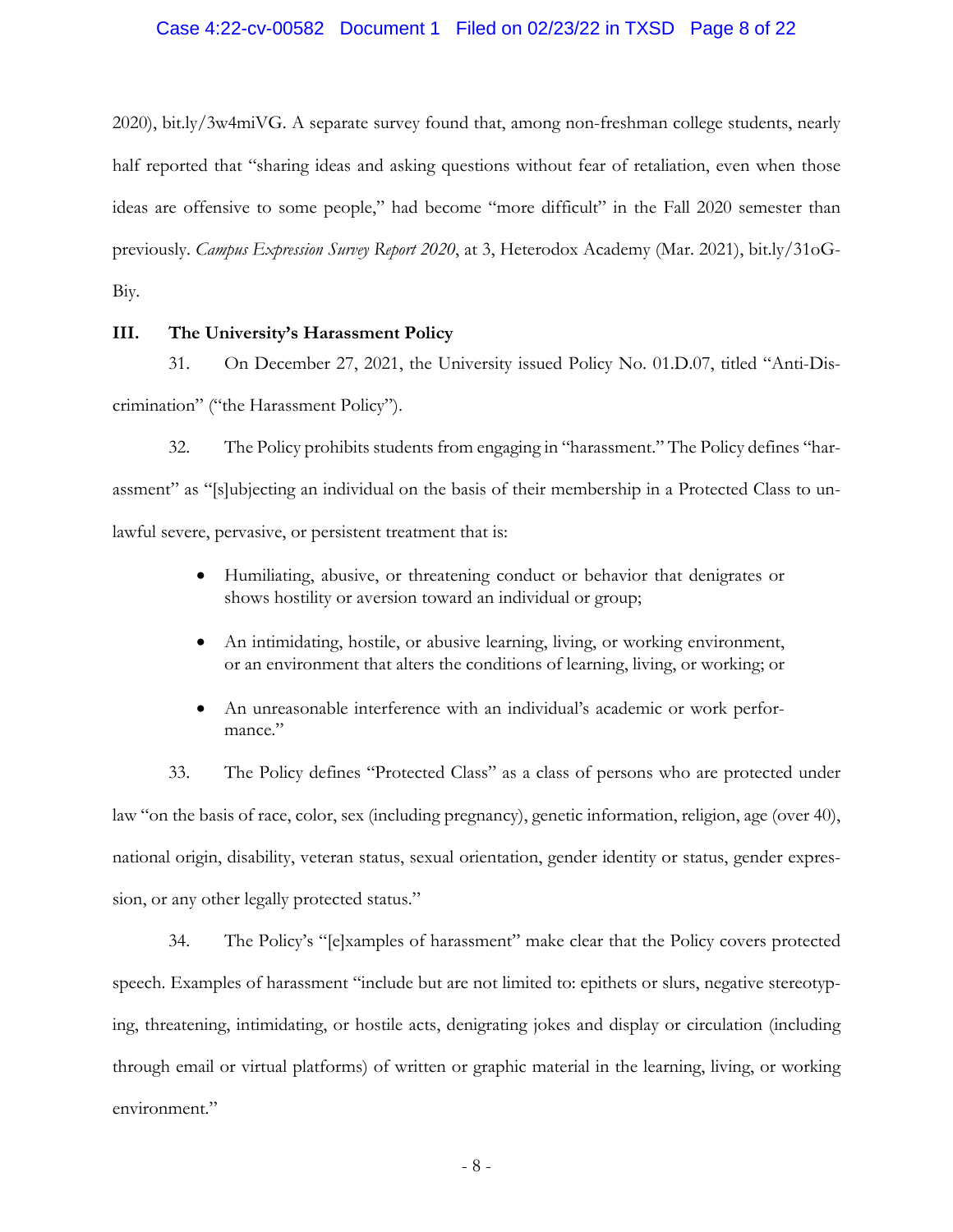2020), bit.ly/3w4miVG. A separate survey found that, among non-freshman college students, nearly half reported that "sharing ideas and asking questions without fear of retaliation, even when those ideas are offensive to some people," had become "more difficult" in the Fall 2020 semester than previously. *Campus Expression Survey Report 2020*, at 3, Heterodox Academy (Mar. 2021), bit.ly/31oG-Biy.

### III. The University's Harassment Policy

31. On December 27, 2021, the University issued Policy No. 01.D.07, titled "Anti-Discrimination" ("the Harassment Policy").

32. The Policy prohibits students from engaging in "harassment." The Policy defines "harassment" as "[s]ubjecting an individual on the basis of their membership in a Protected Class to unlawful severe, pervasive, or persistent treatment that is:

- Humiliating, abusive, or threatening conduct or behavior that denigrates or shows hostility or aversion toward an individual or group;
- An intimidating, hostile, or abusive learning, living, or working environment, or an environment that alters the conditions of learning, living, or working; or
- An unreasonable interference with an individual's academic or work performance."

33. The Policy defines "Protected Class" as a class of persons who are protected under law "on the basis of race, color, sex (including pregnancy), genetic information, religion, age (over 40), national origin, disability, veteran status, sexual orientation, gender identity or status, gender expression, or any other legally protected status."

34. The Policy's "[e]xamples of harassment" make clear that the Policy covers protected speech. Examples of harassment "include but are not limited to: epithets or slurs, negative stereotyping, threatening, intimidating, or hostile acts, denigrating jokes and display or circulation (including through email or virtual platforms) of written or graphic material in the learning, living, or working environment."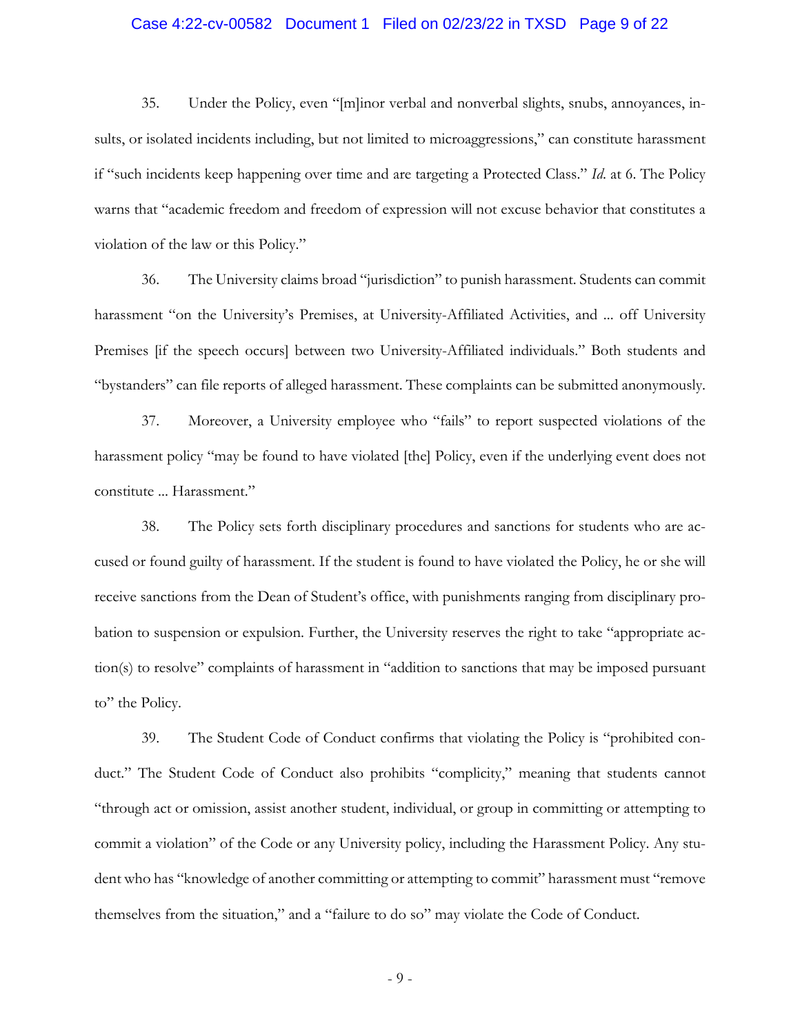35. Under the Policy, even "[m]inor verbal and nonverbal slights, snubs, annoyances, insults, or isolated incidents including, but not limited to microaggressions," can constitute harassment if "such incidents keep happening over time and are targeting a Protected Class." *Id.* at 6. The Policy warns that "academic freedom and freedom of expression will not excuse behavior that constitutes a violation of the law or this Policy."

36. The University claims broad "jurisdiction" to punish harassment. Students can commit harassment "on the University's Premises, at University-Affiliated Activities, and ... off University Premises [if the speech occurs] between two University-Affiliated individuals." Both students and "bystanders" can file reports of alleged harassment. These complaints can be submitted anonymously.

37. Moreover, a University employee who "fails" to report suspected violations of the harassment policy "may be found to have violated [the] Policy, even if the underlying event does not constitute ... Harassment."

38. The Policy sets forth disciplinary procedures and sanctions for students who are accused or found guilty of harassment. If the student is found to have violated the Policy, he or she will receive sanctions from the Dean of Student's office, with punishments ranging from disciplinary probation to suspension or expulsion. Further, the University reserves the right to take "appropriate action(s) to resolve" complaints of harassment in "addition to sanctions that may be imposed pursuant to" the Policy.

39. The Student Code of Conduct confirms that violating the Policy is "prohibited conduct." The Student Code of Conduct also prohibits "complicity," meaning that students cannot "through act or omission, assist another student, individual, or group in committing or attempting to commit a violation" of the Code or any University policy, including the Harassment Policy. Any student who has "knowledge of another committing or attempting to commit" harassment must "remove themselves from the situation," and a "failure to do so" may violate the Code of Conduct.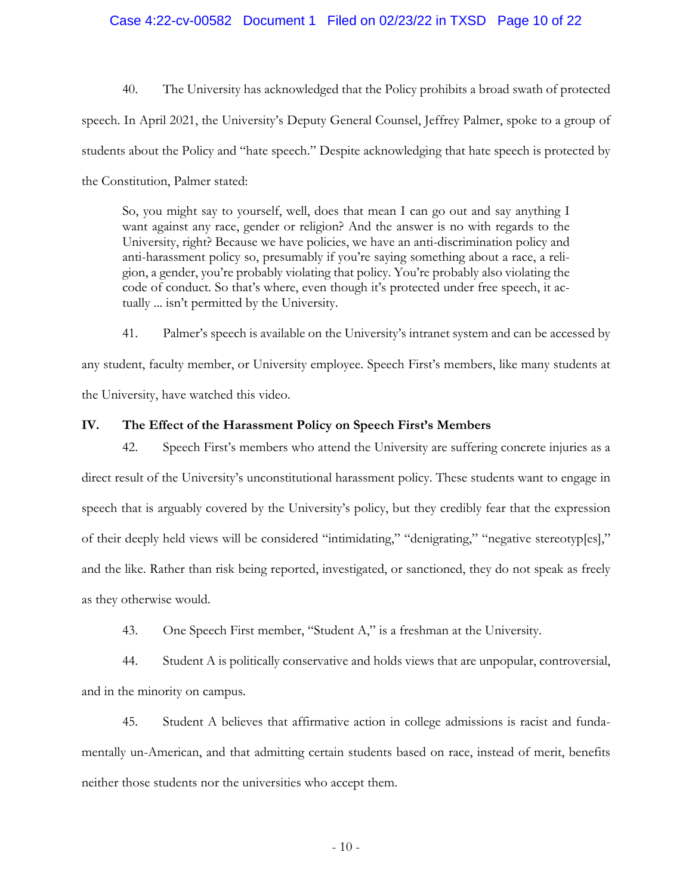40. The University has acknowledged that the Policy prohibits a broad swath of protected speech. In April 2021, the University's Deputy General Counsel, Jeffrey Palmer, spoke to a group of students about the Policy and "hate speech." Despite acknowledging that hate speech is protected by the Constitution, Palmer stated:

> So, you might say to yourself, well, does that mean I can go out and say anything I want against any race, gender or religion? And the answer is no with regards to the University, right? Because we have policies, we have an anti-discrimination policy and anti-harassment policy so, presumably if you're saying something about a race, a religion, a gender, you're probably violating that policy. You're probably also violating the code of conduct. So that's where, even though it's protected under free speech, it actually ... isn't permitted by the University.

41. Palmer's speech is available on the University's intranet system and can be accessed by any student, faculty member, or University employee. Speech First's members, like many students at the University, have watched this video.

## IV. The Effect of the Harassment Policy on Speech First's Members

42. Speech First's members who attend the University are suffering concrete injuries as a direct result of the University's unconstitutional harassment policy. These students want to engage in speech that is arguably covered by the University's policy, but they credibly fear that the expression of their deeply held views will be considered "intimidating," "denigrating," "negative stereotyp[es]," and the like. Rather than risk being reported, investigated, or sanctioned, they do not speak as freely as they otherwise would.

43. One Speech First member, "Student A," is a freshman at the University.

44. Student A is politically conservative and holds views that are unpopular, controversial, and in the minority on campus.

45. Student A believes that affirmative action in college admissions is racist and fundamentally un-American, and that admitting certain students based on race, instead of merit, benefits neither those students nor the universities who accept them.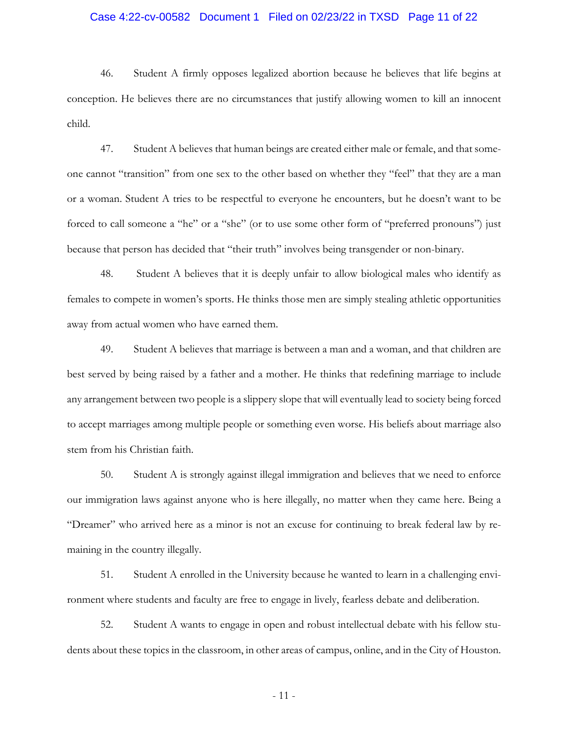46. Student A firmly opposes legalized abortion because he believes that life begins at conception. He believes there are no circumstances that justify allowing women to kill an innocent child.

47. Student A believes that human beings are created either male or female, and that someone cannot "transition" from one sex to the other based on whether they "feel" that they are a man or a woman. Student A tries to be respectful to everyone he encounters, but he doesn't want to be forced to call someone a "he" or a "she" (or to use some other form of "preferred pronouns") just because that person has decided that "their truth" involves being transgender or non-binary.

48. Student A believes that it is deeply unfair to allow biological males who identify as females to compete in women's sports. He thinks those men are simply stealing athletic opportunities away from actual women who have earned them.

49. Student A believes that marriage is between a man and a woman, and that children are best served by being raised by a father and a mother. He thinks that redefining marriage to include any arrangement between two people is a slippery slope that will eventually lead to society being forced to accept marriages among multiple people or something even worse. His beliefs about marriage also stem from his Christian faith.

50. Student A is strongly against illegal immigration and believes that we need to enforce our immigration laws against anyone who is here illegally, no matter when they came here. Being a "Dreamer" who arrived here as a minor is not an excuse for continuing to break federal law by remaining in the country illegally.

51. Student A enrolled in the University because he wanted to learn in a challenging environment where students and faculty are free to engage in lively, fearless debate and deliberation.

52. Student A wants to engage in open and robust intellectual debate with his fellow students about these topics in the classroom, in other areas of campus, online, and in the City of Houston.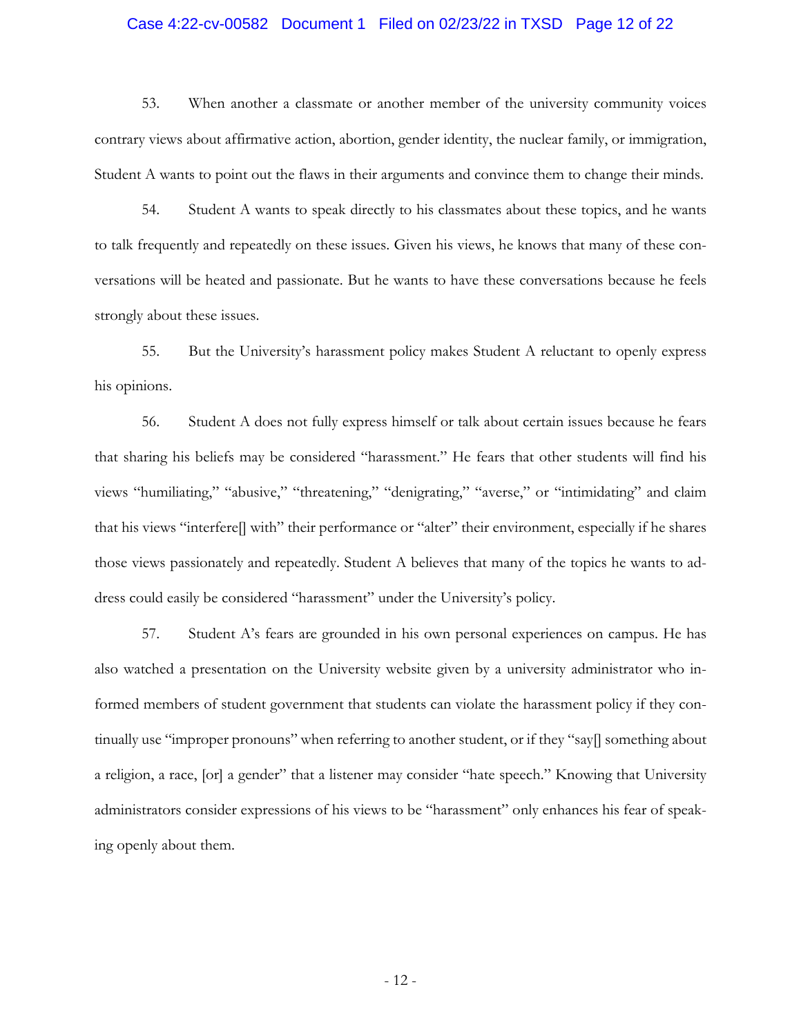53. When another a classmate or another member of the university community voices contrary views about affirmative action, abortion, gender identity, the nuclear family, or immigration, Student A wants to point out the flaws in their arguments and convince them to change their minds.

54. Student A wants to speak directly to his classmates about these topics, and he wants to talk frequently and repeatedly on these issues. Given his views, he knows that many of these conversations will be heated and passionate. But he wants to have these conversations because he feels strongly about these issues.

55. But the University's harassment policy makes Student A reluctant to openly express his opinions.

56. Student A does not fully express himself or talk about certain issues because he fears that sharing his beliefs may be considered "harassment." He fears that other students will find his views "humiliating," "abusive," "threatening," "denigrating," "averse," or "intimidating" and claim that his views "interfere[] with" their performance or "alter" their environment, especially if he shares those views passionately and repeatedly. Student A believes that many of the topics he wants to address could easily be considered "harassment" under the University's policy.

57. Student A's fears are grounded in his own personal experiences on campus. He has also watched a presentation on the University website given by a university administrator who informed members of student government that students can violate the harassment policy if they continually use "improper pronouns" when referring to another student, or if they "say[] something about a religion, a race, [or] a gender" that a listener may consider "hate speech." Knowing that University administrators consider expressions of his views to be "harassment" only enhances his fear of speaking openly about them.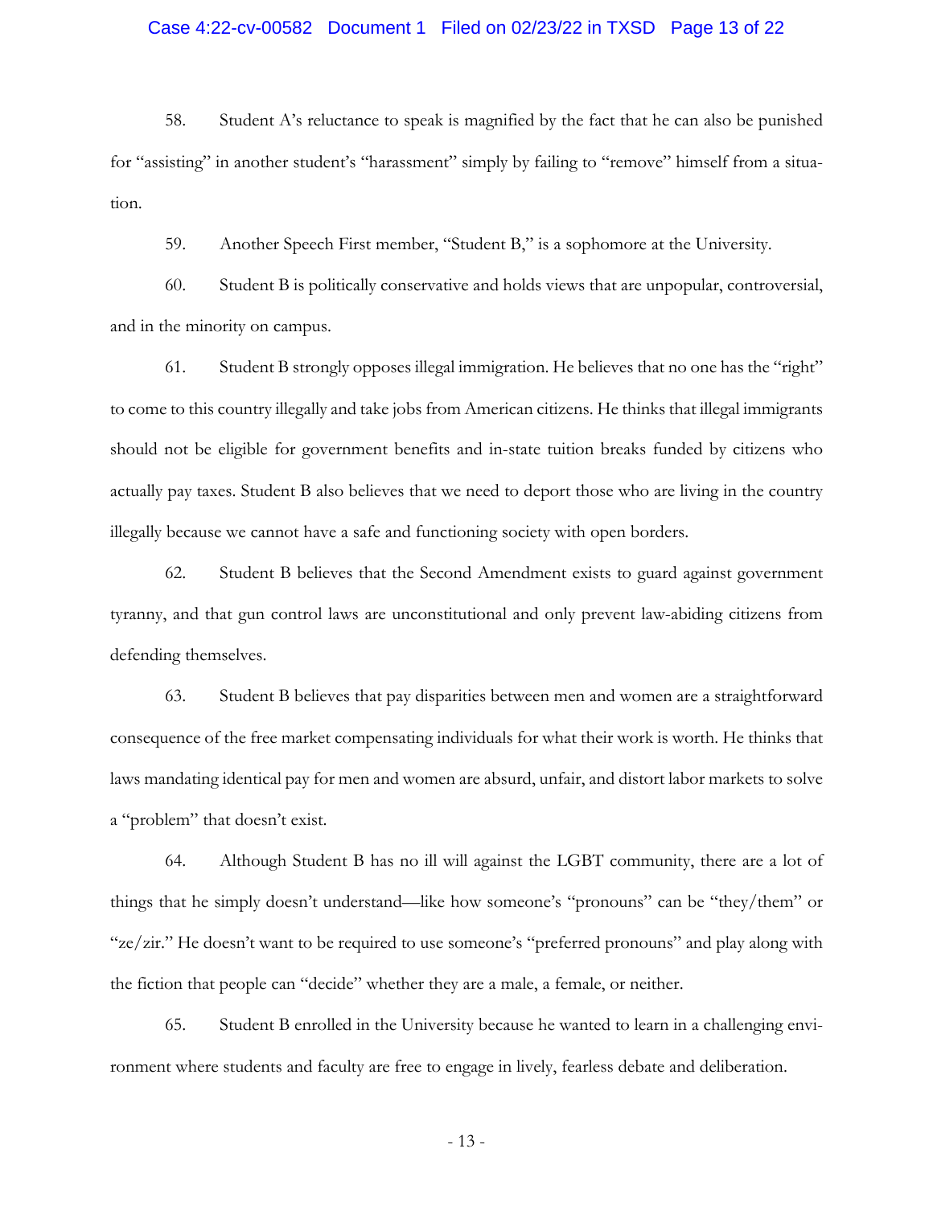58. Student A's reluctance to speak is magnified by the fact that he can also be punished for "assisting" in another student's "harassment" simply by failing to "remove" himself from a situation.

59. Another Speech First member, "Student B," is a sophomore at the University.

60. Student B is politically conservative and holds views that are unpopular, controversial, and in the minority on campus.

61. Student B strongly opposes illegal immigration. He believes that no one has the "right" to come to this country illegally and take jobs from American citizens. He thinks that illegal immigrants should not be eligible for government benefits and in-state tuition breaks funded by citizens who actually pay taxes. Student B also believes that we need to deport those who are living in the country illegally because we cannot have a safe and functioning society with open borders.

62. Student B believes that the Second Amendment exists to guard against government tyranny, and that gun control laws are unconstitutional and only prevent law-abiding citizens from defending themselves.

63. Student B believes that pay disparities between men and women are a straightforward consequence of the free market compensating individuals for what their work is worth. He thinks that laws mandating identical pay for men and women are absurd, unfair, and distort labor markets to solve a "problem" that doesn't exist.

64. Although Student B has no ill will against the LGBT community, there are a lot of things that he simply doesn't understand—like how someone's "pronouns" can be "they/them" or "ze/zir." He doesn't want to be required to use someone's "preferred pronouns" and play along with the fiction that people can "decide" whether they are a male, a female, or neither.

65. Student B enrolled in the University because he wanted to learn in a challenging environment where students and faculty are free to engage in lively, fearless debate and deliberation.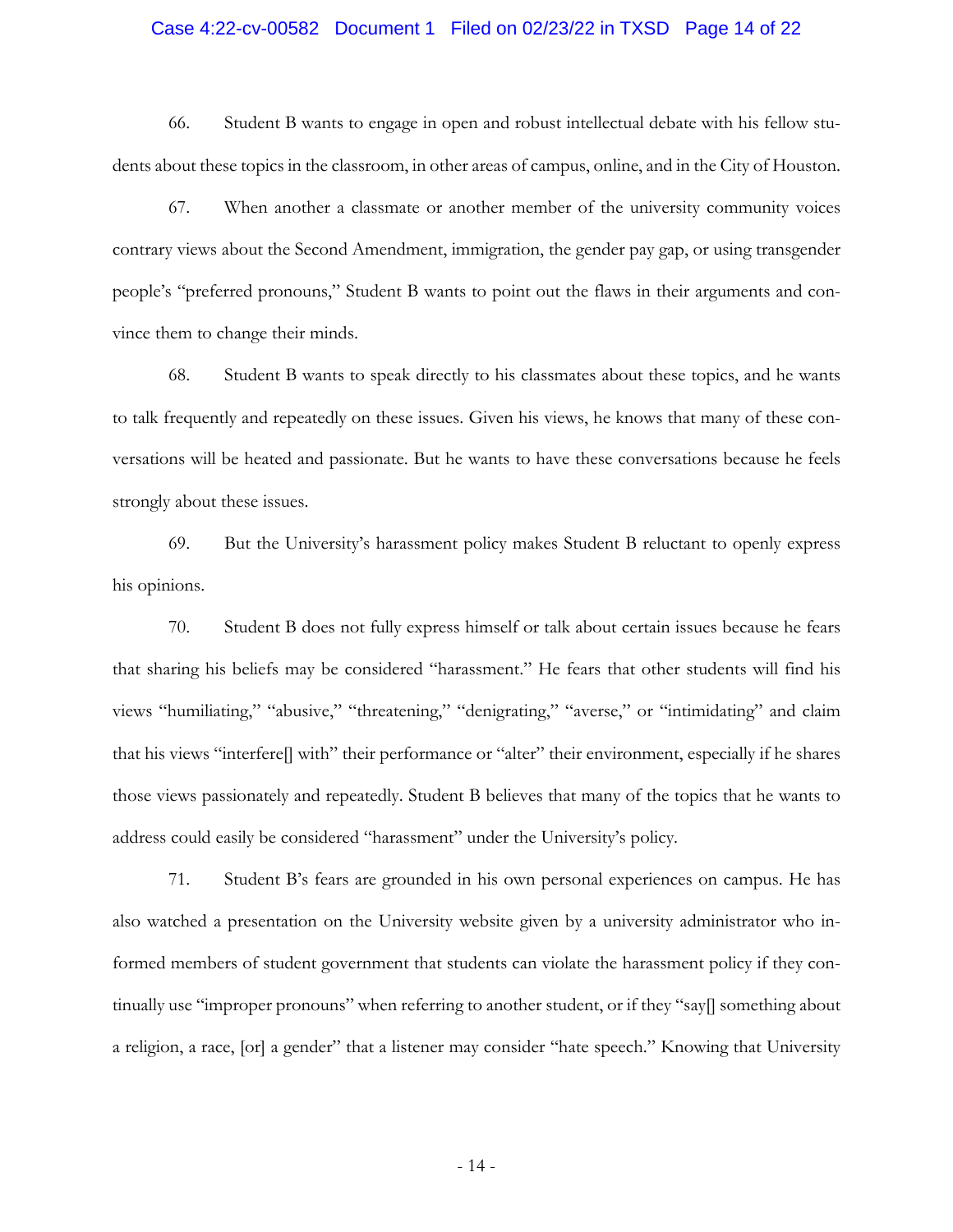66. Student B wants to engage in open and robust intellectual debate with his fellow students about these topics in the classroom, in other areas of campus, online, and in the City of Houston.

67. When another a classmate or another member of the university community voices contrary views about the Second Amendment, immigration, the gender pay gap, or using transgender people's "preferred pronouns," Student B wants to point out the flaws in their arguments and convince them to change their minds.

68. Student B wants to speak directly to his classmates about these topics, and he wants to talk frequently and repeatedly on these issues. Given his views, he knows that many of these conversations will be heated and passionate. But he wants to have these conversations because he feels strongly about these issues.

69. But the University's harassment policy makes Student B reluctant to openly express his opinions.

70. Student B does not fully express himself or talk about certain issues because he fears that sharing his beliefs may be considered "harassment." He fears that other students will find his views "humiliating," "abusive," "threatening," "denigrating," "averse," or "intimidating" and claim that his views "interfere[] with" their performance or "alter" their environment, especially if he shares those views passionately and repeatedly. Student B believes that many of the topics that he wants to address could easily be considered "harassment" under the University's policy.

71. Student B's fears are grounded in his own personal experiences on campus. He has also watched a presentation on the University website given by a university administrator who informed members of student government that students can violate the harassment policy if they continually use "improper pronouns" when referring to another student, or if they "say[] something about a religion, a race, [or] a gender" that a listener may consider "hate speech." Knowing that University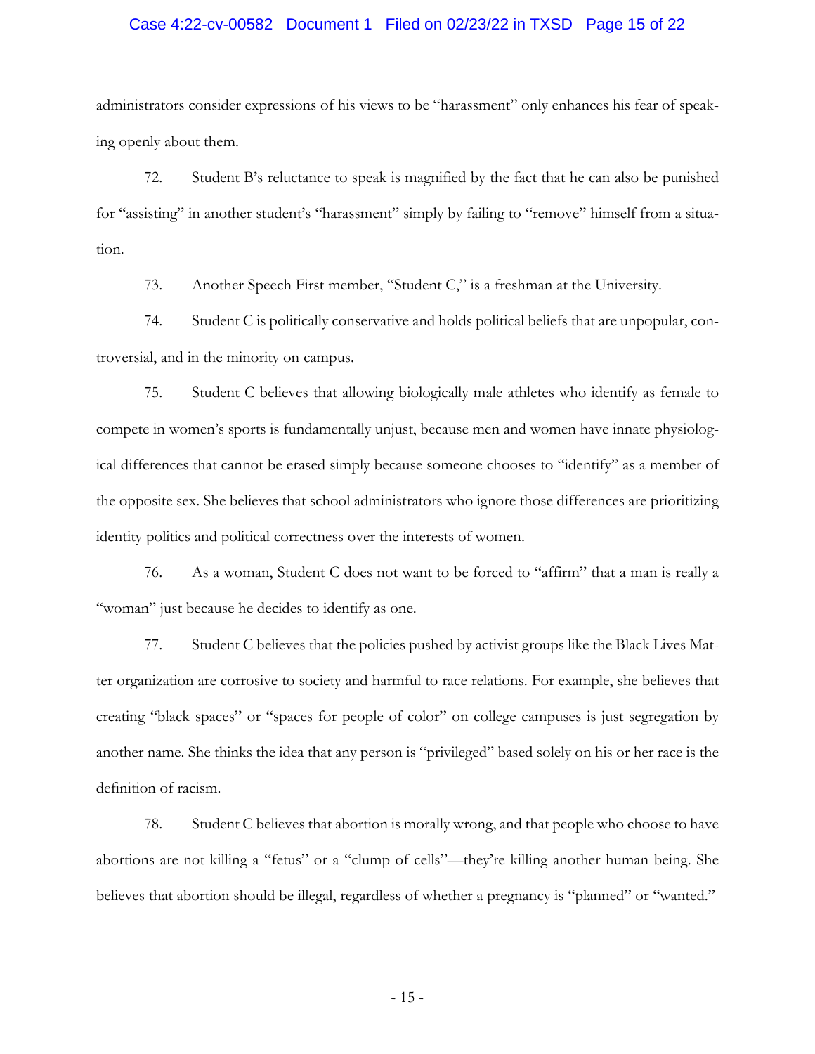administrators consider expressions of his views to be "harassment" only enhances his fear of speaking openly about them.

72. Student B's reluctance to speak is magnified by the fact that he can also be punished for "assisting" in another student's "harassment" simply by failing to "remove" himself from a situation.

73. Another Speech First member, "Student C," is a freshman at the University.

74. Student C is politically conservative and holds political beliefs that are unpopular, controversial, and in the minority on campus.

75. Student C believes that allowing biologically male athletes who identify as female to compete in women's sports is fundamentally unjust, because men and women have innate physiological differences that cannot be erased simply because someone chooses to "identify" as a member of the opposite sex. She believes that school administrators who ignore those differences are prioritizing identity politics and political correctness over the interests of women.

76. As a woman, Student C does not want to be forced to "affirm" that a man is really a "woman" just because he decides to identify as one.

77. Student C believes that the policies pushed by activist groups like the Black Lives Matter organization are corrosive to society and harmful to race relations. For example, she believes that creating "black spaces" or "spaces for people of color" on college campuses is just segregation by another name. She thinks the idea that any person is "privileged" based solely on his or her race is the definition of racism.

78. Student C believes that abortion is morally wrong, and that people who choose to have abortions are not killing a "fetus" or a "clump of cells"—they're killing another human being. She believes that abortion should be illegal, regardless of whether a pregnancy is "planned" or "wanted."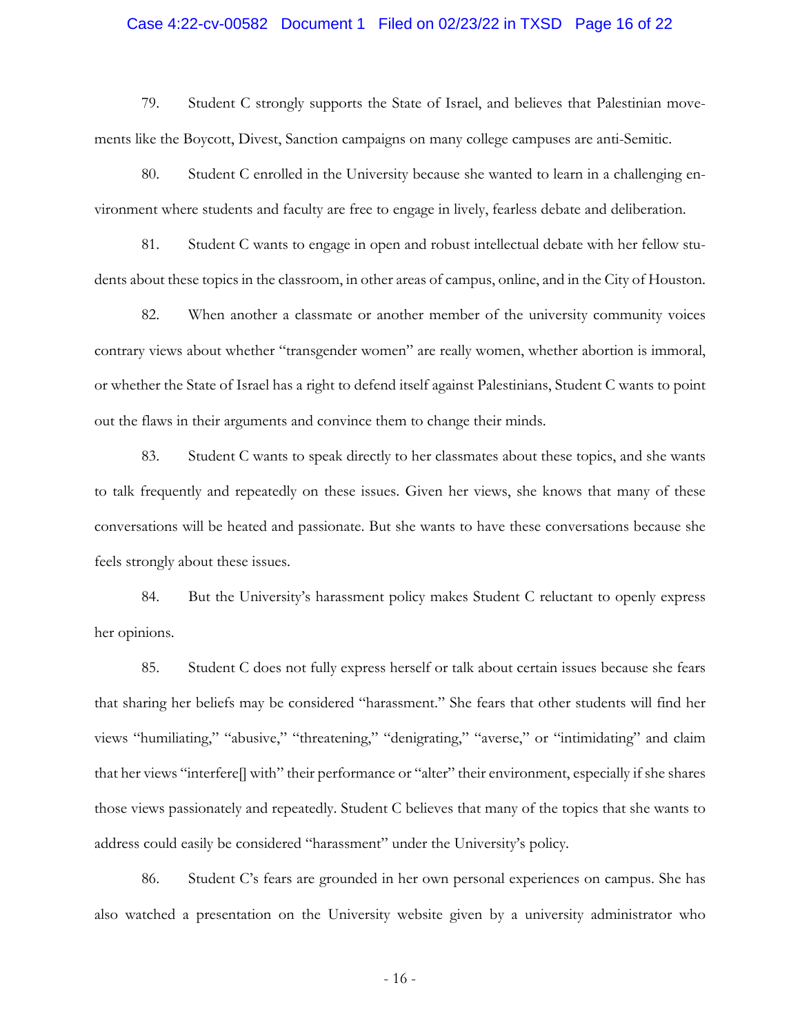79. Student C strongly supports the State of Israel, and believes that Palestinian movements like the Boycott, Divest, Sanction campaigns on many college campuses are anti-Semitic.

80. Student C enrolled in the University because she wanted to learn in a challenging environment where students and faculty are free to engage in lively, fearless debate and deliberation.

81. Student C wants to engage in open and robust intellectual debate with her fellow students about these topics in the classroom, in other areas of campus, online, and in the City of Houston.

82. When another a classmate or another member of the university community voices contrary views about whether "transgender women" are really women, whether abortion is immoral, or whether the State of Israel has a right to defend itself against Palestinians, Student C wants to point out the flaws in their arguments and convince them to change their minds.

83. Student C wants to speak directly to her classmates about these topics, and she wants to talk frequently and repeatedly on these issues. Given her views, she knows that many of these conversations will be heated and passionate. But she wants to have these conversations because she feels strongly about these issues.

84. But the University's harassment policy makes Student C reluctant to openly express her opinions.

85. Student C does not fully express herself or talk about certain issues because she fears that sharing her beliefs may be considered "harassment." She fears that other students will find her views "humiliating," "abusive," "threatening," "denigrating," "averse," or "intimidating" and claim that her views "interfere[] with" their performance or "alter" their environment, especially if she shares those views passionately and repeatedly. Student C believes that many of the topics that she wants to address could easily be considered "harassment" under the University's policy.

86. Student C's fears are grounded in her own personal experiences on campus. She has also watched a presentation on the University website given by a university administrator who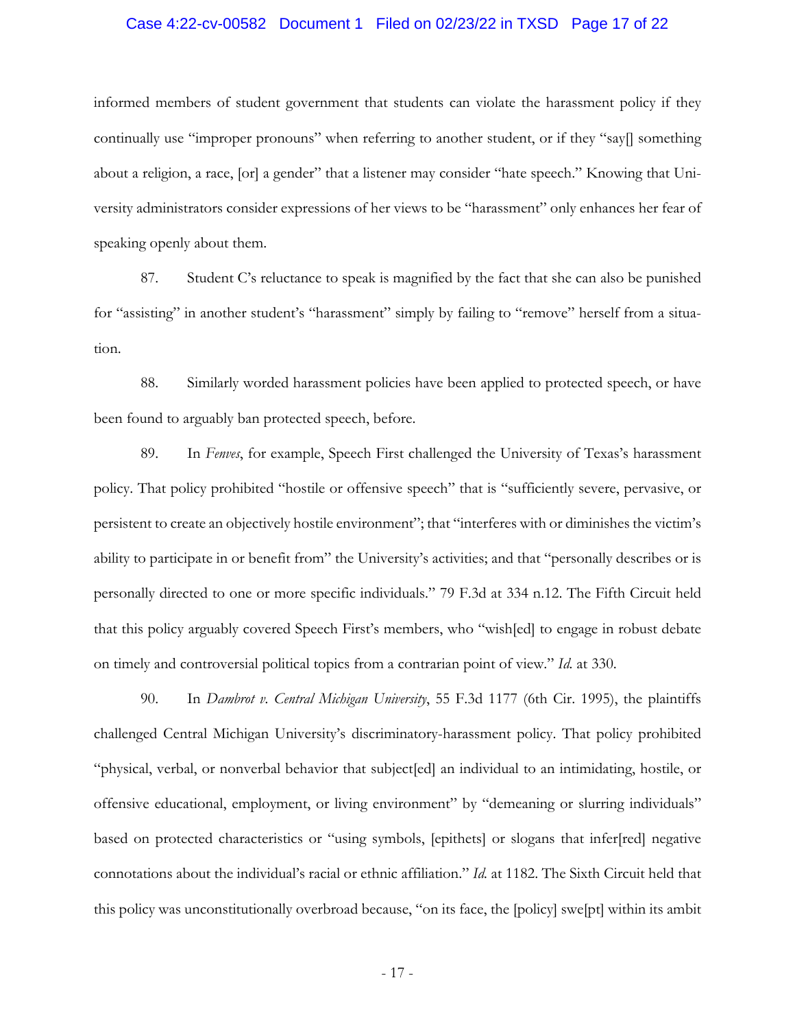informed members of student government that students can violate the harassment policy if they continually use "improper pronouns" when referring to another student, or if they "say[] something about a religion, a race, [or] a gender" that a listener may consider "hate speech." Knowing that University administrators consider expressions of her views to be "harassment" only enhances her fear of speaking openly about them.

87. Student C's reluctance to speak is magnified by the fact that she can also be punished for "assisting" in another student's "harassment" simply by failing to "remove" herself from a situation.

88. Similarly worded harassment policies have been applied to protected speech, or have been found to arguably ban protected speech, before.

89. In *Fenves*, for example, Speech First challenged the University of Texas's harassment policy. That policy prohibited "hostile or offensive speech" that is "sufficiently severe, pervasive, or persistent to create an objectively hostile environment"; that "interferes with or diminishes the victim's ability to participate in or benefit from" the University's activities; and that "personally describes or is personally directed to one or more specific individuals." 79 F.3d at 334 n.12. The Fifth Circuit held that this policy arguably covered Speech First's members, who "wish[ed] to engage in robust debate on timely and controversial political topics from a contrarian point of view." *Id.* at 330.

90. In *Dambrot v. Central Michigan University*, 55 F.3d 1177 (6th Cir. 1995), the plaintiffs challenged Central Michigan University's discriminatory-harassment policy. That policy prohibited "physical, verbal, or nonverbal behavior that subject[ed] an individual to an intimidating, hostile, or offensive educational, employment, or living environment" by "demeaning or slurring individuals" based on protected characteristics or "using symbols, [epithets] or slogans that infer[red] negative connotations about the individual's racial or ethnic affiliation." *Id.* at 1182. The Sixth Circuit held that this policy was unconstitutionally overbroad because, "on its face, the [policy] swe[pt] within its ambit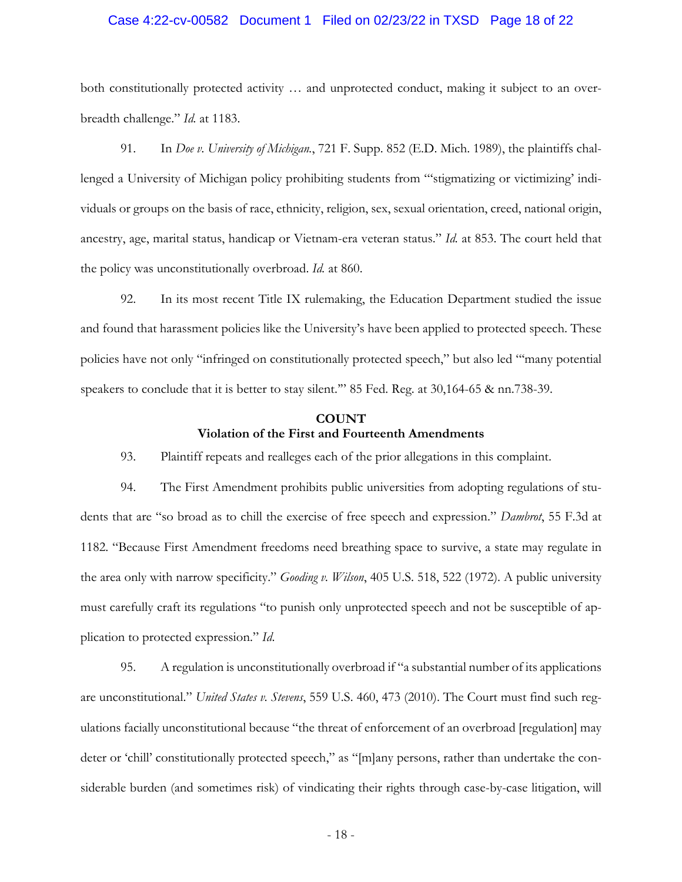both constitutionally protected activity … and unprotected conduct, making it subject to an overbreadth challenge." *Id.* at 1183.

91. In *Doe v. University of Michigan.*, 721 F. Supp. 852 (E.D. Mich. 1989), the plaintiffs challenged a University of Michigan policy prohibiting students from "'stigmatizing or victimizing' individuals or groups on the basis of race, ethnicity, religion, sex, sexual orientation, creed, national origin, ancestry, age, marital status, handicap or Vietnam-era veteran status." *Id.* at 853. The court held that the policy was unconstitutionally overbroad. *Id.* at 860.

92. In its most recent Title IX rulemaking, the Education Department studied the issue and found that harassment policies like the University's have been applied to protected speech. These policies have not only "infringed on constitutionally protected speech," but also led "'many potential speakers to conclude that it is better to stay silent.'" 85 Fed. Reg. at 30,164-65 & nn.738-39.

**COUNT**
**Violation of the First and Fourteenth Amendments**

93. Plaintiff repeats and realleges each of the prior allegations in this complaint.

94. The First Amendment prohibits public universities from adopting regulations of students that are "so broad as to chill the exercise of free speech and expression." *Dambrot*, 55 F.3d at 1182. "Because First Amendment freedoms need breathing space to survive, a state may regulate in the area only with narrow specificity." *Gooding v. Wilson*, 405 U.S. 518, 522 (1972). A public university must carefully craft its regulations "to punish only unprotected speech and not be susceptible of application to protected expression." *Id.*

95. A regulation is unconstitutionally overbroad if "a substantial number of its applications are unconstitutional." *United States v. Stevens*, 559 U.S. 460, 473 (2010). The Court must find such regulations facially unconstitutional because "the threat of enforcement of an overbroad [regulation] may deter or 'chill' constitutionally protected speech," as "[m]any persons, rather than undertake the considerable burden (and sometimes risk) of vindicating their rights through case-by-case litigation, will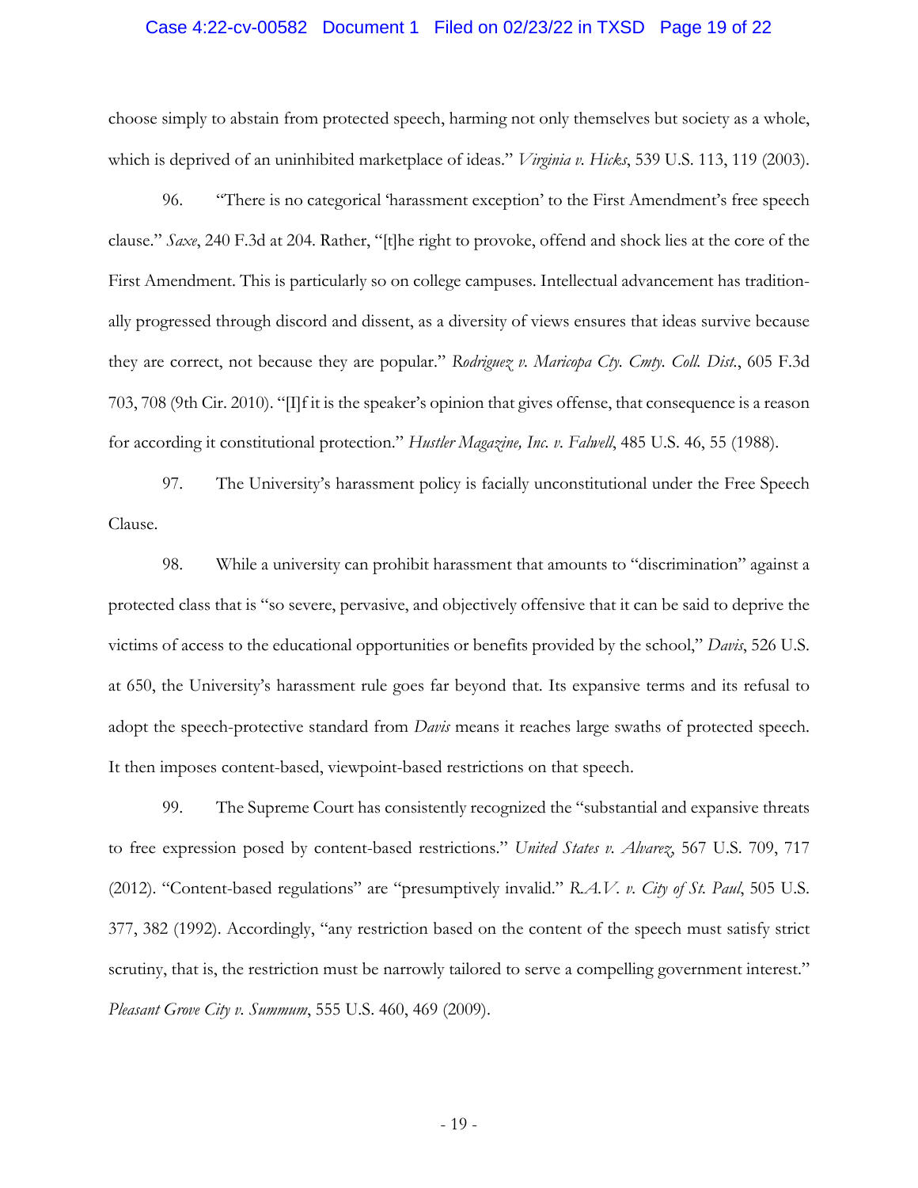choose simply to abstain from protected speech, harming not only themselves but society as a whole, which is deprived of an uninhibited marketplace of ideas." *Virginia v. Hicks*, 539 U.S. 113, 119 (2003).

96. "There is no categorical 'harassment exception' to the First Amendment's free speech clause." *Saxe*, 240 F.3d at 204. Rather, "[t]he right to provoke, offend and shock lies at the core of the First Amendment. This is particularly so on college campuses. Intellectual advancement has traditionally progressed through discord and dissent, as a diversity of views ensures that ideas survive because they are correct, not because they are popular." *Rodriguez v. Maricopa Cty. Cmty. Coll. Dist.*, 605 F.3d 703, 708 (9th Cir. 2010). "[I]f it is the speaker's opinion that gives offense, that consequence is a reason for according it constitutional protection." *Hustler Magazine, Inc. v. Falwell*, 485 U.S. 46, 55 (1988).

97. The University's harassment policy is facially unconstitutional under the Free Speech Clause.

98. While a university can prohibit harassment that amounts to "discrimination" against a protected class that is "so severe, pervasive, and objectively offensive that it can be said to deprive the victims of access to the educational opportunities or benefits provided by the school," *Davis*, 526 U.S. at 650, the University's harassment rule goes far beyond that. Its expansive terms and its refusal to adopt the speech-protective standard from *Davis* means it reaches large swaths of protected speech. It then imposes content-based, viewpoint-based restrictions on that speech.

99. The Supreme Court has consistently recognized the "substantial and expansive threats to free expression posed by content-based restrictions." *United States v. Alvarez*, 567 U.S. 709, 717 (2012). "Content-based regulations" are "presumptively invalid." *R.A.V. v. City of St. Paul*, 505 U.S. 377, 382 (1992). Accordingly, "any restriction based on the content of the speech must satisfy strict scrutiny, that is, the restriction must be narrowly tailored to serve a compelling government interest." *Pleasant Grove City v. Summum*, 555 U.S. 460, 469 (2009).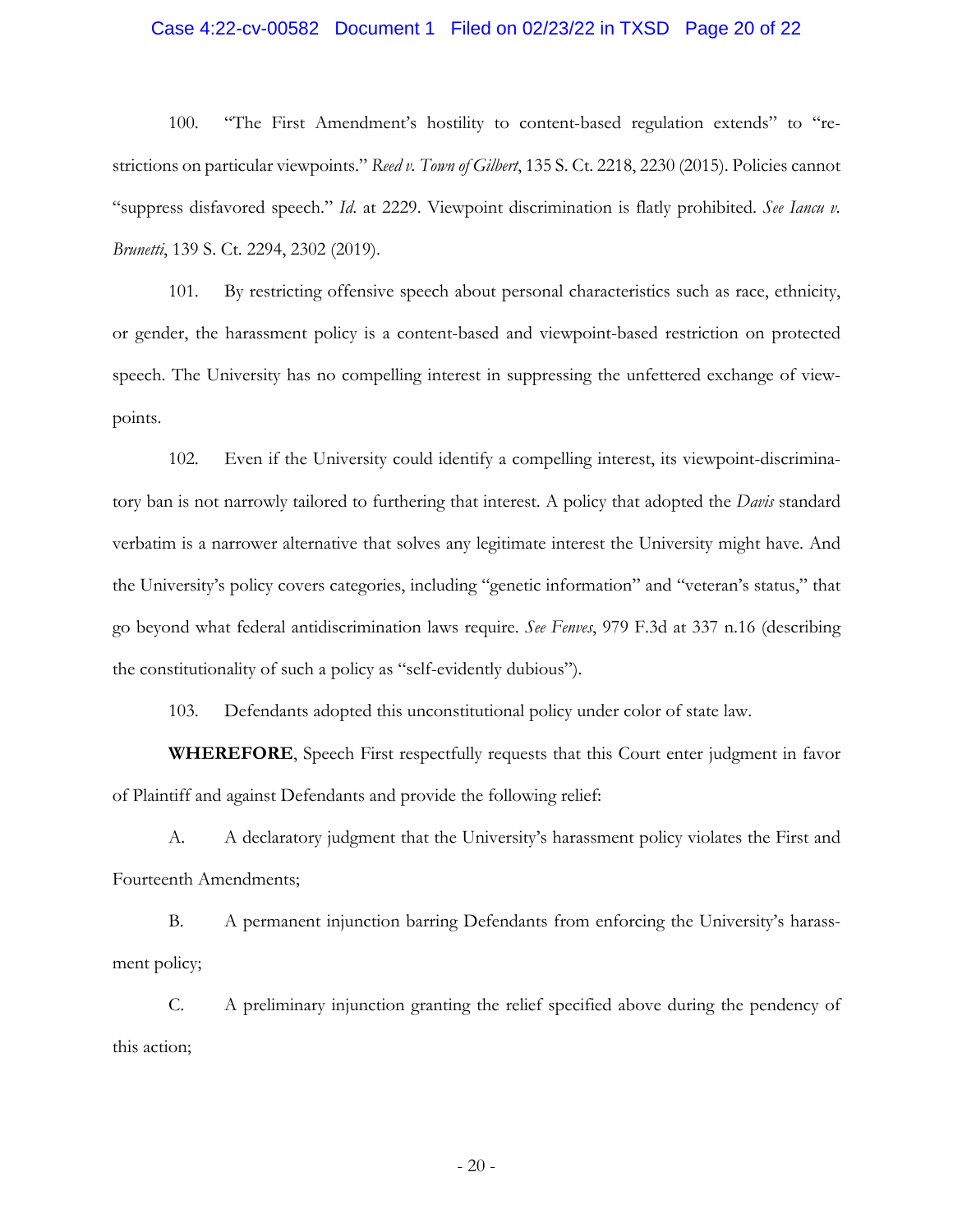100. "The First Amendment's hostility to content-based regulation extends" to "restrictions on particular viewpoints." *Reed v. Town of Gilbert*, 135 S. Ct. 2218, 2230 (2015). Policies cannot "suppress disfavored speech." *Id.* at 2229. Viewpoint discrimination is flatly prohibited. *See Iancu v. Brunetti*, 139 S. Ct. 2294, 2302 (2019).

101. By restricting offensive speech about personal characteristics such as race, ethnicity, or gender, the harassment policy is a content-based and viewpoint-based restriction on protected speech. The University has no compelling interest in suppressing the unfettered exchange of viewpoints.

102. Even if the University could identify a compelling interest, its viewpoint-discriminatory ban is not narrowly tailored to furthering that interest. A policy that adopted the *Davis* standard verbatim is a narrower alternative that solves any legitimate interest the University might have. And the University's policy covers categories, including "genetic information" and "veteran's status," that go beyond what federal antidiscrimination laws require. *See Fenves*, 979 F.3d at 337 n.16 (describing the constitutionality of such a policy as "self-evidently dubious").

103. Defendants adopted this unconstitutional policy under color of state law.

**WHEREFORE**, Speech First respectfully requests that this Court enter judgment in favor of Plaintiff and against Defendants and provide the following relief:

A. A declaratory judgment that the University's harassment policy violates the First and Fourteenth Amendments;

B. A permanent injunction barring Defendants from enforcing the University's harassment policy;

C. A preliminary injunction granting the relief specified above during the pendency of this action;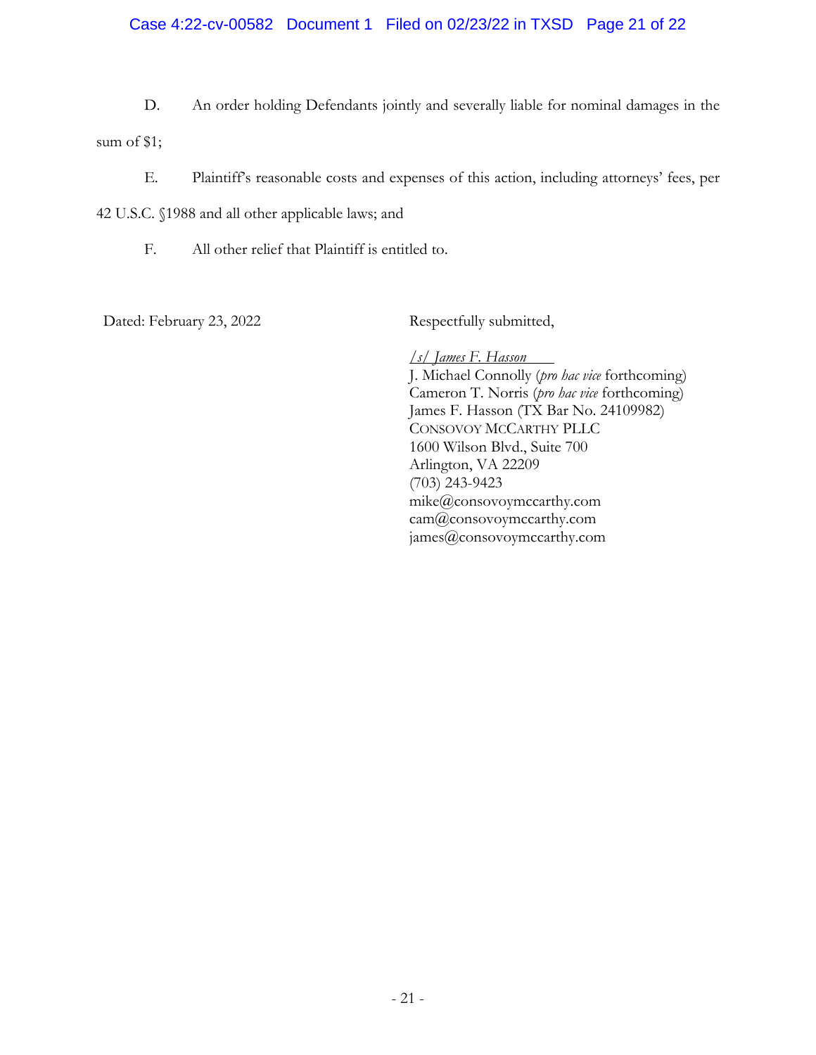D. An order holding Defendants jointly and severally liable for nominal damages in the sum of $1;

E. Plaintiff's reasonable costs and expenses of this action, including attorneys' fees, per 42 U.S.C. §1988 and all other applicable laws; and

F. All other relief that Plaintiff is entitled to.

Dated: February 23, 2022

Respectfully submitted,

*/s/ James F. Hasson*
J. Michael Connolly (*pro hac vice* forthcoming)
Cameron T. Norris (*pro hac vice* forthcoming)
James F. Hasson (TX Bar No. 24109982)
CONSOVOY MCCARTHY PLLC
1600 Wilson Blvd., Suite 700
Arlington, VA 22209
(703) 243-9423
mike@consovoymccarthy.com
cam@consovoymccarthy.com
james@consovoymccarthy.com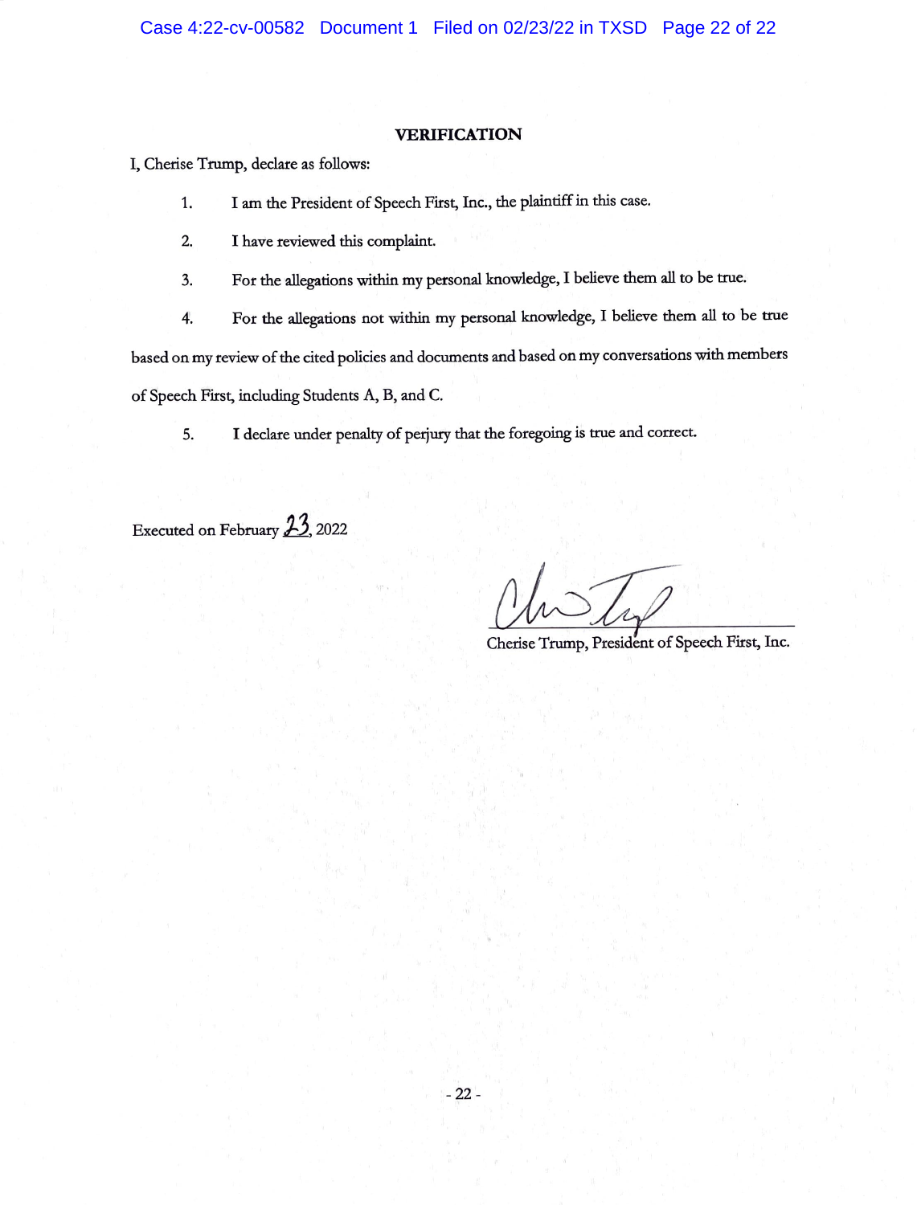## VERIFICATION

I, Cherise Trump, declare as follows:

1. I am the President of Speech First, Inc., the plaintiff in this case.

2. I have reviewed this complaint.

3. For the allegations within my personal knowledge, I believe them all to be true.

4. For the allegations not within my personal knowledge, I believe them all to be true based on my review of the cited policies and documents and based on my conversations with members of Speech First, including Students A, B, and C.

5. I declare under penalty of perjury that the foregoing is true and correct.

Executed on February 23, 2022

Cherise Trump, President of Speech First, Inc.